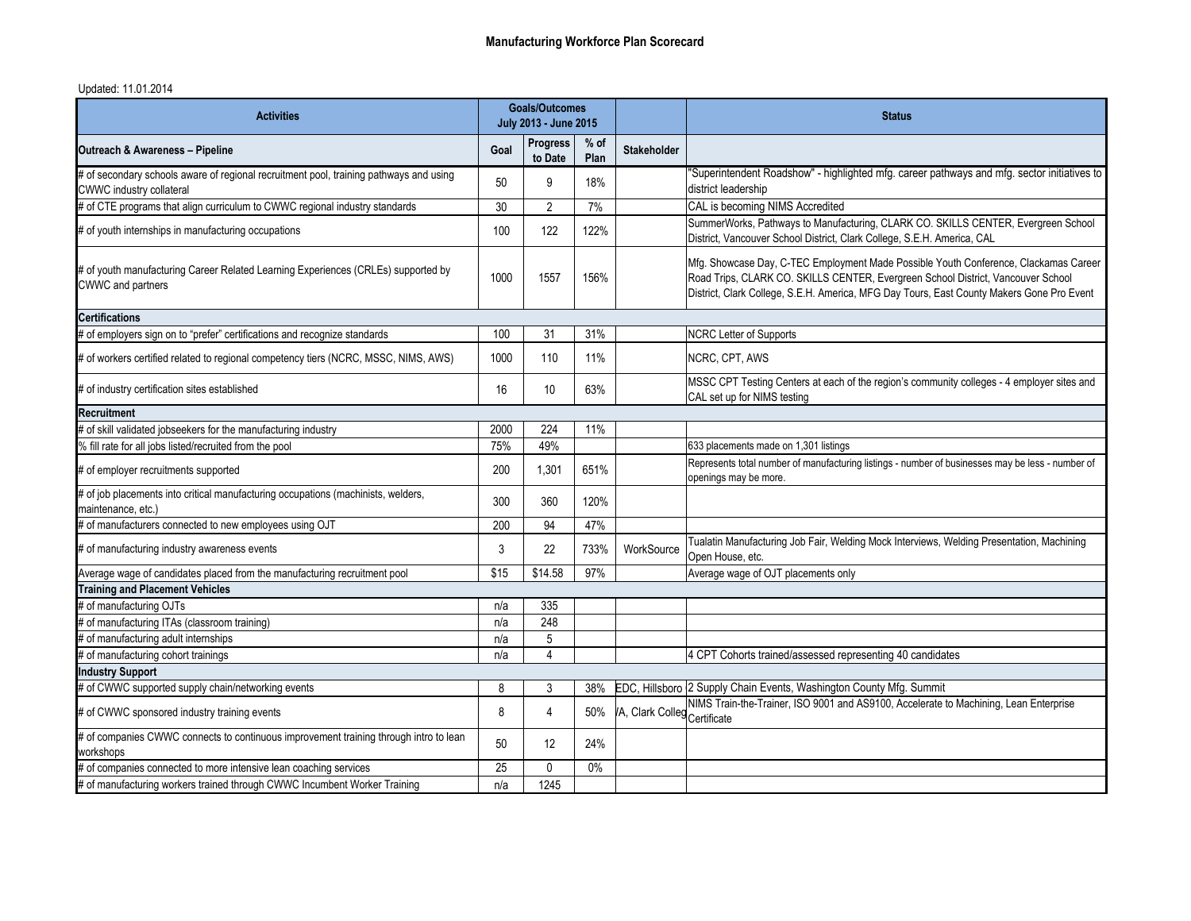# Manufacturing Workforce Plan Scorecard

Updated: 11.01.2014

| Activities | Goals/Outcomes July 2013 - June 2015 | | | | Status |
|---|---|---|---|---|---|
| **Outreach & Awareness – Pipeline** | **Goal** | **Progress to Date** | **% of Plan** | **Stakeholder** | |
| # of secondary schools aware of regional recruitment pool, training pathways and using CWWC industry collateral | 50 | 9 | 18% | | "Superintendent Roadshow" - highlighted mfg. career pathways and mfg. sector initiatives to district leadership |
| # of CTE programs that align curriculum to CWWC regional industry standards | 30 | 2 | 7% | | CAL is becoming NIMS Accredited |
| # of youth internships in manufacturing occupations | 100 | 122 | 122% | | SummerWorks, Pathways to Manufacturing, CLARK CO. SKILLS CENTER, Evergreen School District, Vancouver School District, Clark College, S.E.H. America, CAL |
| # of youth manufacturing Career Related Learning Experiences (CRLEs) supported by CWWC and partners | 1000 | 1557 | 156% | | Mfg. Showcase Day, C-TEC Employment Made Possible Youth Conference, Clackamas Career Road Trips, CLARK CO. SKILLS CENTER, Evergreen School District, Vancouver School District, Clark College, S.E.H. America, MFG Day Tours, East County Makers Gone Pro Event |
| **Certifications** | | | | | |
| # of employers sign on to "prefer" certifications and recognize standards | 100 | 31 | 31% | | NCRC Letter of Supports |
| # of workers certified related to regional competency tiers (NCRC, MSSC, NIMS, AWS) | 1000 | 110 | 11% | | NCRC, CPT, AWS |
| # of industry certification sites established | 16 | 10 | 63% | | MSSC CPT Testing Centers at each of the region's community colleges - 4 employer sites and CAL set up for NIMS testing |
| **Recruitment** | | | | | |
| # of skill validated jobseekers for the manufacturing industry | 2000 | 224 | 11% | | |
| % fill rate for all jobs listed/recruited from the pool | 75% | 49% | | | 633 placements made on 1,301 listings |
| # of employer recruitments supported | 200 | 1,301 | 651% | | Represents total number of manufacturing listings - number of businesses may be less - number of openings may be more. |
| # of job placements into critical manufacturing occupations (machinists, welders, maintenance, etc.) | 300 | 360 | 120% | | |
| # of manufacturers connected to new employees using OJT | 200 | 94 | 47% | | |
| # of manufacturing industry awareness events | 3 | 22 | 733% | WorkSource | Tualatin Manufacturing Job Fair, Welding Mock Interviews, Welding Presentation, Machining Open House, etc. |
| Average wage of candidates placed from the manufacturing recruitment pool | $15 | $14.58 | 97% | | Average wage of OJT placements only |
| **Training and Placement Vehicles** | | | | | |
| # of manufacturing OJTs | n/a | 335 | | | |
| # of manufacturing ITAs (classroom training) | n/a | 248 | | | |
| # of manufacturing adult internships | n/a | 5 | | | |
| # of manufacturing cohort trainings | n/a | 4 | | | 4 CPT Cohorts trained/assessed representing 40 candidates |
| **Industry Support** | | | | | |
| # of CWWC supported supply chain/networking events | 8 | 3 | 38% | EDC, Hillsboro | 2 Supply Chain Events, Washington County Mfg. Summit |
| # of CWWC sponsored industry training events | 8 | 4 | 50% | /A, Clark Colleg | NIMS Train-the-Trainer, ISO 9001 and AS9100, Accelerate to Machining, Lean Enterprise Certificate |
| # of companies CWWC connects to continuous improvement training through intro to lean workshops | 50 | 12 | 24% | | |
| # of companies connected to more intensive lean coaching services | 25 | 0 | 0% | | |
| # of manufacturing workers trained through CWWC Incumbent Worker Training | n/a | 1245 | | | |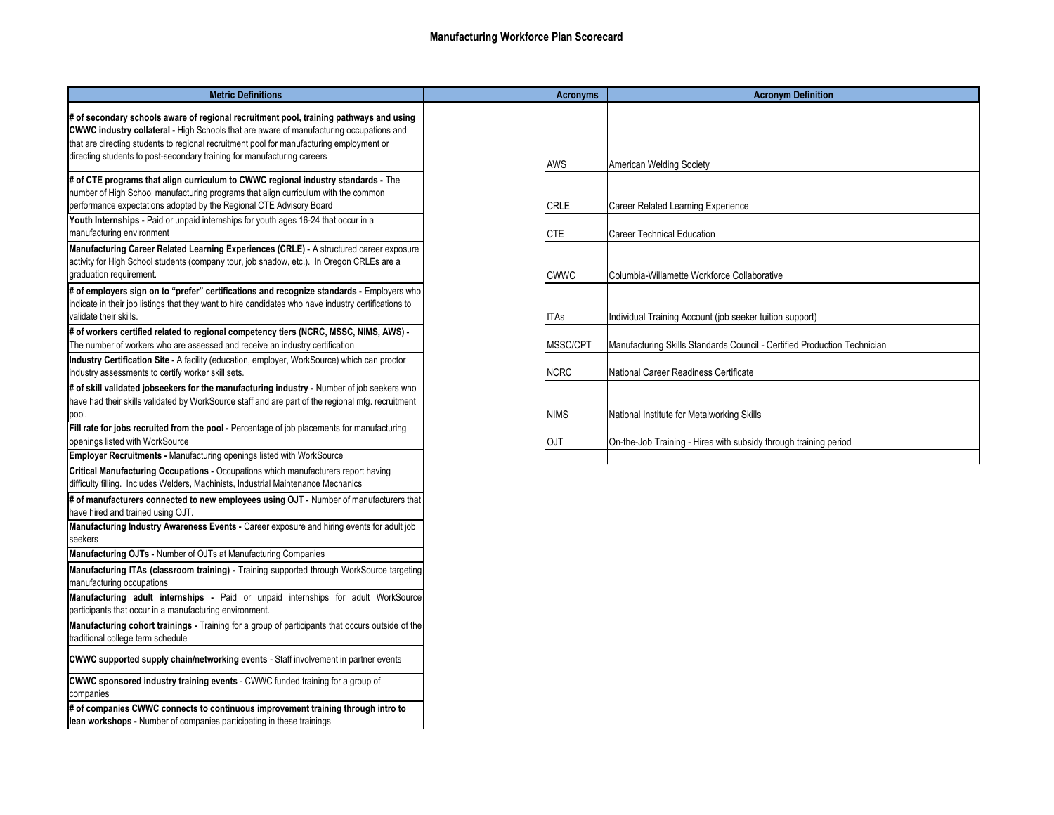# Manufacturing Workforce Plan Scorecard

| Metric Definitions |
|---|
| **# of secondary schools aware of regional recruitment pool, training pathways and using CWWC industry collateral -** High Schools that are aware of manufacturing occupations and that are directing students to regional recruitment pool for manufacturing employment or directing students to post-secondary training for manufacturing careers |
| **# of CTE programs that align curriculum to CWWC regional industry standards -** The number of High School manufacturing programs that align curriculum with the common performance expectations adopted by the Regional CTE Advisory Board |
| **Youth Internships -** Paid or unpaid internships for youth ages 16-24 that occur in a manufacturing environment |
| **Manufacturing Career Related Learning Experiences (CRLE) -** A structured career exposure activity for High School students (company tour, job shadow, etc.). In Oregon CRLEs are a graduation requirement. |
| **# of employers sign on to "prefer" certifications and recognize standards -** Employers who indicate in their job listings that they want to hire candidates who have industry certifications to validate their skills. |
| **# of workers certified related to regional competency tiers (NCRC, MSSC, NIMS, AWS) -** The number of workers who are assessed and receive an industry certification |
| **Industry Certification Site -** A facility (education, employer, WorkSource) which can proctor industry assessments to certify worker skill sets. |
| **# of skill validated jobseekers for the manufacturing industry -** Number of job seekers who have had their skills validated by WorkSource staff and are part of the regional mfg. recruitment pool. |
| **Fill rate for jobs recruited from the pool -** Percentage of job placements for manufacturing openings listed with WorkSource |
| **Employer Recruitments -** Manufacturing openings listed with WorkSource |
| **Critical Manufacturing Occupations -** Occupations which manufacturers report having difficulty filling. Includes Welders, Machinists, Industrial Maintenance Mechanics |
| **# of manufacturers connected to new employees using OJT -** Number of manufacturers that have hired and trained using OJT. |
| **Manufacturing Industry Awareness Events -** Career exposure and hiring events for adult job seekers |
| **Manufacturing OJTs -** Number of OJTs at Manufacturing Companies |
| **Manufacturing ITAs (classroom training) -** Training supported through WorkSource targeting manufacturing occupations |
| **Manufacturing adult internships -** Paid or unpaid internships for adult WorkSource participants that occur in a manufacturing environment. |
| **Manufacturing cohort trainings -** Training for a group of participants that occurs outside of the traditional college term schedule |
| **CWWC supported supply chain/networking events** - Staff involvement in partner events |
| **CWWC sponsored industry training events** - CWWC funded training for a group of companies |
| **# of companies CWWC connects to continuous improvement training through intro to lean workshops -** Number of companies participating in these trainings |

| Acronyms | Acronym Definition |
|---|---|
| AWS | American Welding Society |
| CRLE | Career Related Learning Experience |
| CTE | Career Technical Education |
| CWWC | Columbia-Willamette Workforce Collaborative |
| ITAs | Individual Training Account (job seeker tuition support) |
| MSSC/CPT | Manufacturing Skills Standards Council - Certified Production Technician |
| NCRC | National Career Readiness Certificate |
| NIMS | National Institute for Metalworking Skills |
| OJT | On-the-Job Training - Hires with subsidy through training period |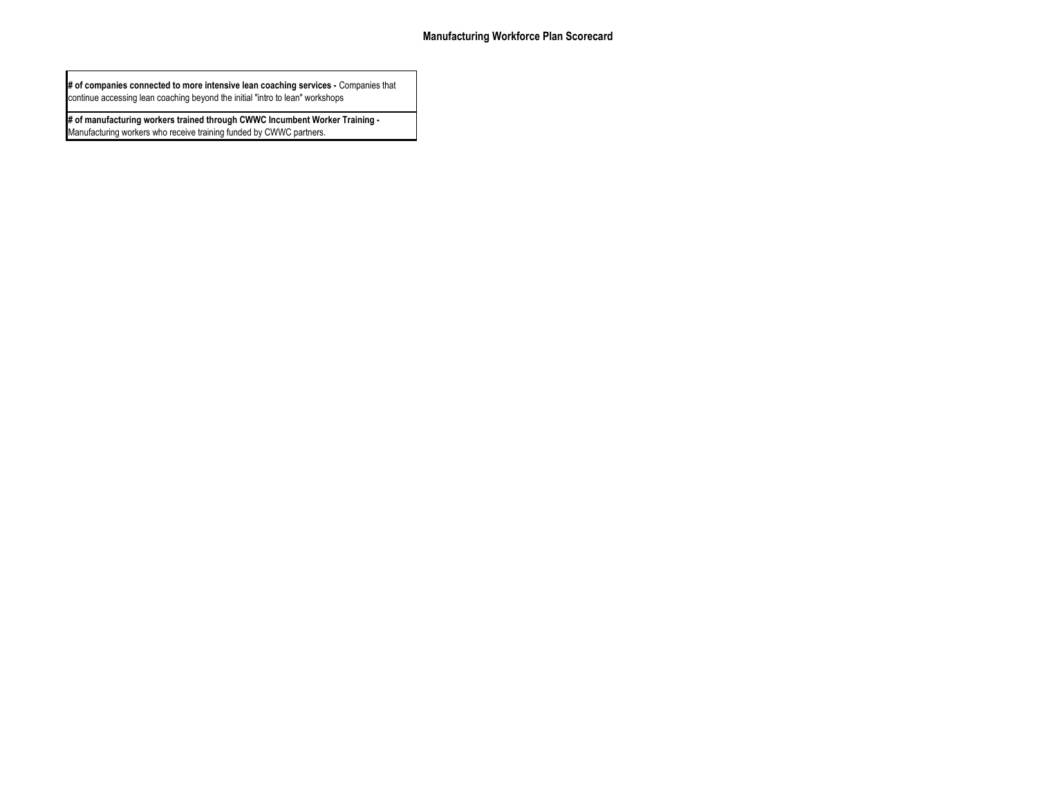**Manufacturing Workforce Plan Scorecard**

| |
|---|
| **# of companies connected to more intensive lean coaching services -** Companies that continue accessing lean coaching beyond the initial "intro to lean" workshops |
| **# of manufacturing workers trained through CWWC Incumbent Worker Training -** Manufacturing workers who receive training funded by CWWC partners. |